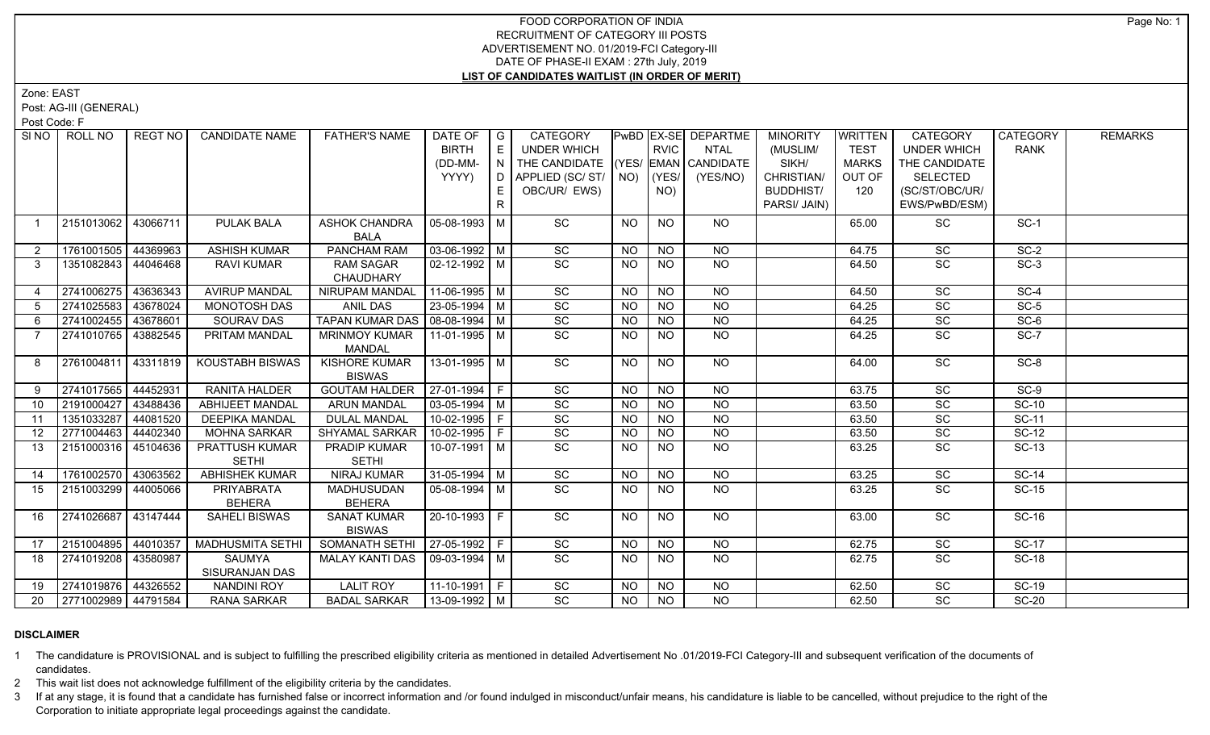# FOOD CORPORATION OF INDIA
## RECRUITMENT OF CATEGORY III POSTS
## ADVERTISEMENT NO. 01/2019-FCI Category-III
## DATE OF PHASE-II EXAM : 27th July, 2019
## LIST OF CANDIDATES WAITLIST (IN ORDER OF MERIT)

Zone: EAST

Post: AG-III (GENERAL)

Post Code: F

| SI NO | ROLL NO | REGT NO | CANDIDATE NAME | FATHER'S NAME | DATE OF BIRTH (DD-MM-YYYY) | GENDER | CATEGORY UNDER WHICH THE CANDIDATE APPLIED (SC/ ST/ OBC/UR/ EWS) | PwBD (YES/ NO) | EX-SERVICEMAN (YES/ NO) | DEPARTMENTAL CANDIDATE (YES/NO) | MINORITY (MUSLIM/ SIKH/ CHRISTIAN/ BUDDHIST/ PARSI/ JAIN) | WRITTEN TEST MARKS OUT OF 120 | CATEGORY UNDER WHICH THE CANDIDATE SELECTED (SC/ST/OBC/UR/ EWS/PwBD/ESM) | CATEGORY RANK | REMARKS |
|---|---|---|---|---|---|---|---|---|---|---|---|---|---|---|---|
| 1 | 2151013062 | 43066711 | PULAK BALA | ASHOK CHANDRA BALA | 05-08-1993 | M | SC | NO | NO | NO | | 65.00 | SC | SC-1 | |
| 2 | 1761001505 | 44369963 | ASHISH KUMAR | PANCHAM RAM | 03-06-1992 | M | SC | NO | NO | NO | | 64.75 | SC | SC-2 | |
| 3 | 1351082843 | 44046468 | RAVI KUMAR | RAM SAGAR CHAUDHARY | 02-12-1992 | M | SC | NO | NO | NO | | 64.50 | SC | SC-3 | |
| 4 | 2741006275 | 43636343 | AVIRUP MANDAL | NIRUPAM MANDAL | 11-06-1995 | M | SC | NO | NO | NO | | 64.50 | SC | SC-4 | |
| 5 | 2741025583 | 43678024 | MONOTOSH DAS | ANIL DAS | 23-05-1994 | M | SC | NO | NO | NO | | 64.25 | SC | SC-5 | |
| 6 | 2741002455 | 43678601 | SOURAV DAS | TAPAN KUMAR DAS | 08-08-1994 | M | SC | NO | NO | NO | | 64.25 | SC | SC-6 | |
| 7 | 2741010765 | 43882545 | PRITAM MANDAL | MRINMOY KUMAR MANDAL | 11-01-1995 | M | SC | NO | NO | NO | | 64.25 | SC | SC-7 | |
| 8 | 2761004811 | 43311819 | KOUSTABH BISWAS | KISHORE KUMAR BISWAS | 13-01-1995 | M | SC | NO | NO | NO | | 64.00 | SC | SC-8 | |
| 9 | 2741017565 | 44452931 | RANITA HALDER | GOUTAM HALDER | 27-01-1994 | F | SC | NO | NO | NO | | 63.75 | SC | SC-9 | |
| 10 | 2191000427 | 43488436 | ABHIJEET MANDAL | ARUN MANDAL | 03-05-1994 | M | SC | NO | NO | NO | | 63.50 | SC | SC-10 | |
| 11 | 1351033287 | 44081520 | DEEPIKA MANDAL | DULAL MANDAL | 10-02-1995 | F | SC | NO | NO | NO | | 63.50 | SC | SC-11 | |
| 12 | 2771004463 | 44402340 | MOHNA SARKAR | SHYAMAL SARKAR | 10-02-1995 | F | SC | NO | NO | NO | | 63.50 | SC | SC-12 | |
| 13 | 2151000316 | 45104636 | PRATTUSH KUMAR SETHI | PRADIP KUMAR SETHI | 10-07-1991 | M | SC | NO | NO | NO | | 63.25 | SC | SC-13 | |
| 14 | 1761002570 | 43063562 | ABHISHEK KUMAR | NIRAJ KUMAR | 31-05-1994 | M | SC | NO | NO | NO | | 63.25 | SC | SC-14 | |
| 15 | 2151003299 | 44005066 | PRIYABRATA BEHERA | MADHUSUDAN BEHERA | 05-08-1994 | M | SC | NO | NO | NO | | 63.25 | SC | SC-15 | |
| 16 | 2741026687 | 43147444 | SAHELI BISWAS | SANAT KUMAR BISWAS | 20-10-1993 | F | SC | NO | NO | NO | | 63.00 | SC | SC-16 | |
| 17 | 2151004895 | 44010357 | MADHUSMITA SETHI | SOMANATH SETHI | 27-05-1992 | F | SC | NO | NO | NO | | 62.75 | SC | SC-17 | |
| 18 | 2741019208 | 43580987 | SAUMYA SISURANJAN DAS | MALAY KANTI DAS | 09-03-1994 | M | SC | NO | NO | NO | | 62.75 | SC | SC-18 | |
| 19 | 2741019876 | 44326552 | NANDINI ROY | LALIT ROY | 11-10-1991 | F | SC | NO | NO | NO | | 62.50 | SC | SC-19 | |
| 20 | 2771002989 | 44791584 | RANA SARKAR | BADAL SARKAR | 13-09-1992 | M | SC | NO | NO | NO | | 62.50 | SC | SC-20 | |

### DISCLAIMER

1 The candidature is PROVISIONAL and is subject to fulfilling the prescribed eligibility criteria as mentioned in detailed Advertisement No .01/2019-FCI Category-III and subsequent verification of the documents of candidates.

2 This wait list does not acknowledge fulfillment of the eligibility criteria by the candidates.

3 If at any stage, it is found that a candidate has furnished false or incorrect information and /or found indulged in misconduct/unfair means, his candidature is liable to be cancelled, without prejudice to the right of the Corporation to initiate appropriate legal proceedings against the candidate.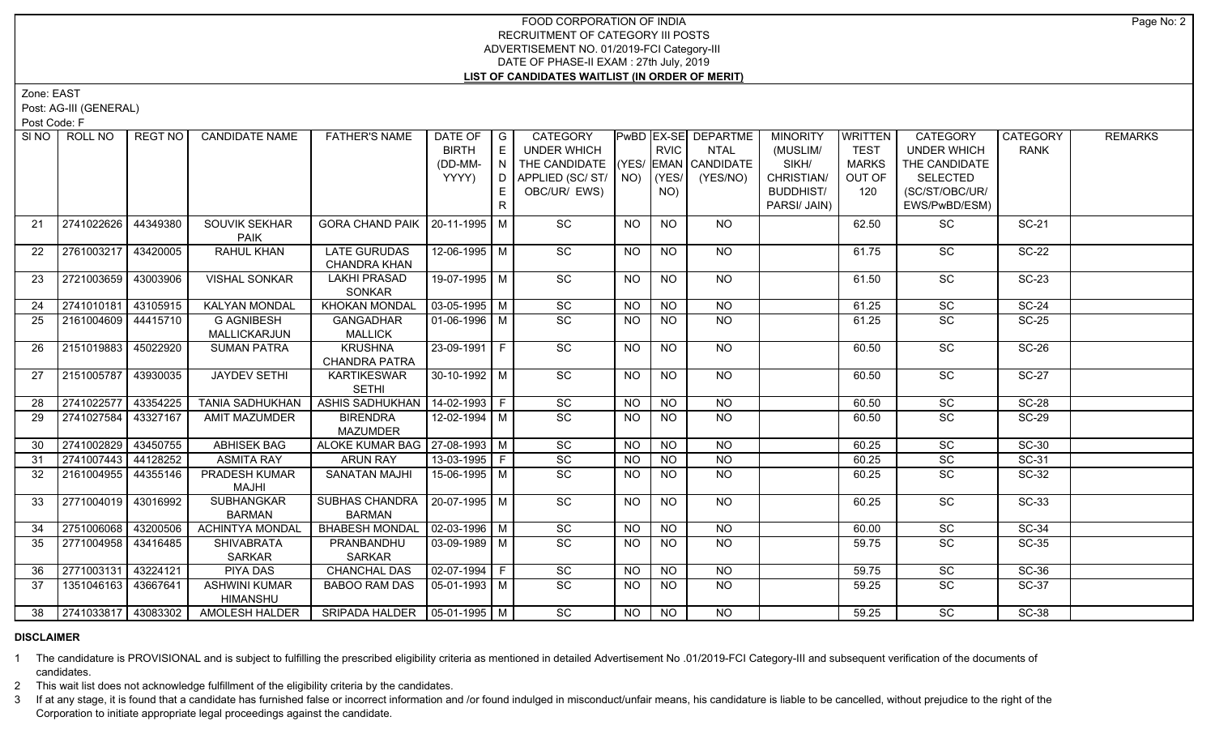FOOD CORPORATION OF INDIA
RECRUITMENT OF CATEGORY III POSTS
ADVERTISEMENT NO. 01/2019-FCI Category-III
DATE OF PHASE-II EXAM : 27th July, 2019
**LIST OF CANDIDATES WAITLIST (IN ORDER OF MERIT)**

Zone: EAST

Post: AG-III (GENERAL)

Post Code: F

| SI NO | ROLL NO | REGT NO | CANDIDATE NAME | FATHER'S NAME | DATE OF BIRTH (DD-MM-YYYY) | GENDER | CATEGORY UNDER WHICH THE CANDIDATE APPLIED (SC/ ST/ OBC/UR/ EWS) | PwBD (YES/ NO) | EX-SERVICEMAN (YES/ NO) | DEPARTMENTAL CANDIDATE (YES/NO) | MINORITY (MUSLIM/ SIKH/ CHRISTIAN/ BUDDHIST/ PARSI/ JAIN) | WRITTEN TEST MARKS OUT OF 120 | CATEGORY UNDER WHICH THE CANDIDATE SELECTED (SC/ST/OBC/UR/ EWS/PwBD/ESM) | CATEGORY RANK | REMARKS |
|---|---|---|---|---|---|---|---|---|---|---|---|---|---|---|---|
| 21 | 2741022626 | 44349380 | SOUVIK SEKHAR PAIK | GORA CHAND PAIK | 20-11-1995 | M | SC | NO | NO | NO | | 62.50 | SC | SC-21 | |
| 22 | 2761003217 | 43420005 | RAHUL KHAN | LATE GURUDAS CHANDRA KHAN | 12-06-1995 | M | SC | NO | NO | NO | | 61.75 | SC | SC-22 | |
| 23 | 2721003659 | 43003906 | VISHAL SONKAR | LAKHI PRASAD SONKAR | 19-07-1995 | M | SC | NO | NO | NO | | 61.50 | SC | SC-23 | |
| 24 | 2741010181 | 43105915 | KALYAN MONDAL | KHOKAN MONDAL | 03-05-1995 | M | SC | NO | NO | NO | | 61.25 | SC | SC-24 | |
| 25 | 2161004609 | 44415710 | G AGNIBESH MALLICKARJUN | GANGADHAR MALLICK | 01-06-1996 | M | SC | NO | NO | NO | | 61.25 | SC | SC-25 | |
| 26 | 2151019883 | 45022920 | SUMAN PATRA | KRUSHNA CHANDRA PATRA | 23-09-1991 | F | SC | NO | NO | NO | | 60.50 | SC | SC-26 | |
| 27 | 2151005787 | 43930035 | JAYDEV SETHI | KARTIKESWAR SETHI | 30-10-1992 | M | SC | NO | NO | NO | | 60.50 | SC | SC-27 | |
| 28 | 2741022577 | 43354225 | TANIA SADHUKHAN | ASHIS SADHUKHAN | 14-02-1993 | F | SC | NO | NO | NO | | 60.50 | SC | SC-28 | |
| 29 | 2741027584 | 43327167 | AMIT MAZUMDER | BIRENDRA MAZUMDER | 12-02-1994 | M | SC | NO | NO | NO | | 60.50 | SC | SC-29 | |
| 30 | 2741002829 | 43450755 | ABHISEK BAG | ALOKE KUMAR BAG | 27-08-1993 | M | SC | NO | NO | NO | | 60.25 | SC | SC-30 | |
| 31 | 2741007443 | 44128252 | ASMITA RAY | ARUN RAY | 13-03-1995 | F | SC | NO | NO | NO | | 60.25 | SC | SC-31 | |
| 32 | 2161004955 | 44355146 | PRADESH KUMAR MAJHI | SANATAN MAJHI | 15-06-1995 | M | SC | NO | NO | NO | | 60.25 | SC | SC-32 | |
| 33 | 2771004019 | 43016992 | SUBHANGKAR BARMAN | SUBHAS CHANDRA BARMAN | 20-07-1995 | M | SC | NO | NO | NO | | 60.25 | SC | SC-33 | |
| 34 | 2751006068 | 43200506 | ACHINTYA MONDAL | BHABESH MONDAL | 02-03-1996 | M | SC | NO | NO | NO | | 60.00 | SC | SC-34 | |
| 35 | 2771004958 | 43416485 | SHIVABRATA SARKAR | PRANBANDHU SARKAR | 03-09-1989 | M | SC | NO | NO | NO | | 59.75 | SC | SC-35 | |
| 36 | 2771003131 | 43224121 | PIYA DAS | CHANCHAL DAS | 02-07-1994 | F | SC | NO | NO | NO | | 59.75 | SC | SC-36 | |
| 37 | 1351046163 | 43667641 | ASHWINI KUMAR HIMANSHU | BABOO RAM DAS | 05-01-1993 | M | SC | NO | NO | NO | | 59.25 | SC | SC-37 | |
| 38 | 2741033817 | 43083302 | AMOLESH HALDER | SRIPADA HALDER | 05-01-1995 | M | SC | NO | NO | NO | | 59.25 | SC | SC-38 | |

**DISCLAIMER**

1 The candidature is PROVISIONAL and is subject to fulfilling the prescribed eligibility criteria as mentioned in detailed Advertisement No .01/2019-FCI Category-III and subsequent verification of the documents of candidates.

2 This wait list does not acknowledge fulfillment of the eligibility criteria by the candidates.

3 If at any stage, it is found that a candidate has furnished false or incorrect information and /or found indulged in misconduct/unfair means, his candidature is liable to be cancelled, without prejudice to the right of the Corporation to initiate appropriate legal proceedings against the candidate.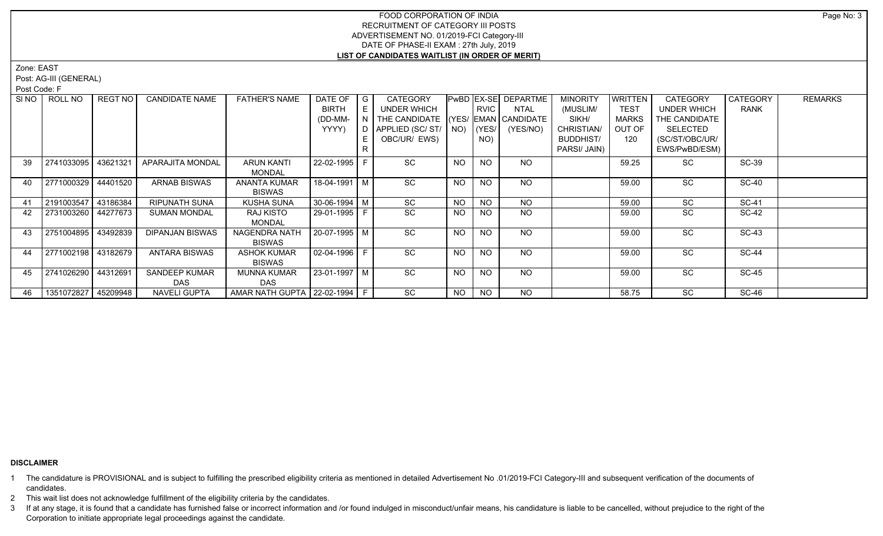# FOOD CORPORATION OF INDIA
## RECRUITMENT OF CATEGORY III POSTS
ADVERTISEMENT NO. 01/2019-FCI Category-III
DATE OF PHASE-II EXAM : 27th July, 2019

**LIST OF CANDIDATES WAITLIST (IN ORDER OF MERIT)**

Zone: EAST

Post: AG-III (GENERAL)

Post Code: F

| SI NO | ROLL NO | REGT NO | CANDIDATE NAME | FATHER'S NAME | DATE OF BIRTH (DD-MM-YYYY) | GENDER | CATEGORY UNDER WHICH THE CANDIDATE APPLIED (SC/ ST/ OBC/UR/ EWS) | PwBD (YES/ NO) | EX-SERVICEMAN (YES/ NO) | DEPARTMENTAL CANDIDATE (YES/NO) | MINORITY (MUSLIM/ SIKH/ CHRISTIAN/ BUDDHIST/ PARSI/ JAIN) | WRITTEN TEST MARKS OUT OF 120 | CATEGORY UNDER WHICH THE CANDIDATE SELECTED (SC/ST/OBC/UR/ EWS/PwBD/ESM) | CATEGORY RANK | REMARKS |
|---|---|---|---|---|---|---|---|---|---|---|---|---|---|---|---|
| 39 | 2741033095 | 43621321 | APARAJITA MONDAL | ARUN KANTI MONDAL | 22-02-1995 | F | SC | NO | NO | NO | | 59.25 | SC | SC-39 | |
| 40 | 2771000329 | 44401520 | ARNAB BISWAS | ANANTA KUMAR BISWAS | 18-04-1991 | M | SC | NO | NO | NO | | 59.00 | SC | SC-40 | |
| 41 | 2191003547 | 43186384 | RIPUNATH SUNA | KUSHA SUNA | 30-06-1994 | M | SC | NO | NO | NO | | 59.00 | SC | SC-41 | |
| 42 | 2731003260 | 44277673 | SUMAN MONDAL | RAJ KISTO MONDAL | 29-01-1995 | F | SC | NO | NO | NO | | 59.00 | SC | SC-42 | |
| 43 | 2751004895 | 43492839 | DIPANJAN BISWAS | NAGENDRA NATH BISWAS | 20-07-1995 | M | SC | NO | NO | NO | | 59.00 | SC | SC-43 | |
| 44 | 2771002198 | 43182679 | ANTARA BISWAS | ASHOK KUMAR BISWAS | 02-04-1996 | F | SC | NO | NO | NO | | 59.00 | SC | SC-44 | |
| 45 | 2741026290 | 44312691 | SANDEEP KUMAR DAS | MUNNA KUMAR DAS | 23-01-1997 | M | SC | NO | NO | NO | | 59.00 | SC | SC-45 | |
| 46 | 1351072827 | 45209948 | NAVELI GUPTA | AMAR NATH GUPTA | 22-02-1994 | F | SC | NO | NO | NO | | 58.75 | SC | SC-46 | |

**DISCLAIMER**

1 The candidature is PROVISIONAL and is subject to fulfilling the prescribed eligibility criteria as mentioned in detailed Advertisement No .01/2019-FCI Category-III and subsequent verification of the documents of candidates.

2 This wait list does not acknowledge fulfillment of the eligibility criteria by the candidates.

3 If at any stage, it is found that a candidate has furnished false or incorrect information and /or found indulged in misconduct/unfair means, his candidature is liable to be cancelled, without prejudice to the right of the Corporation to initiate appropriate legal proceedings against the candidate.